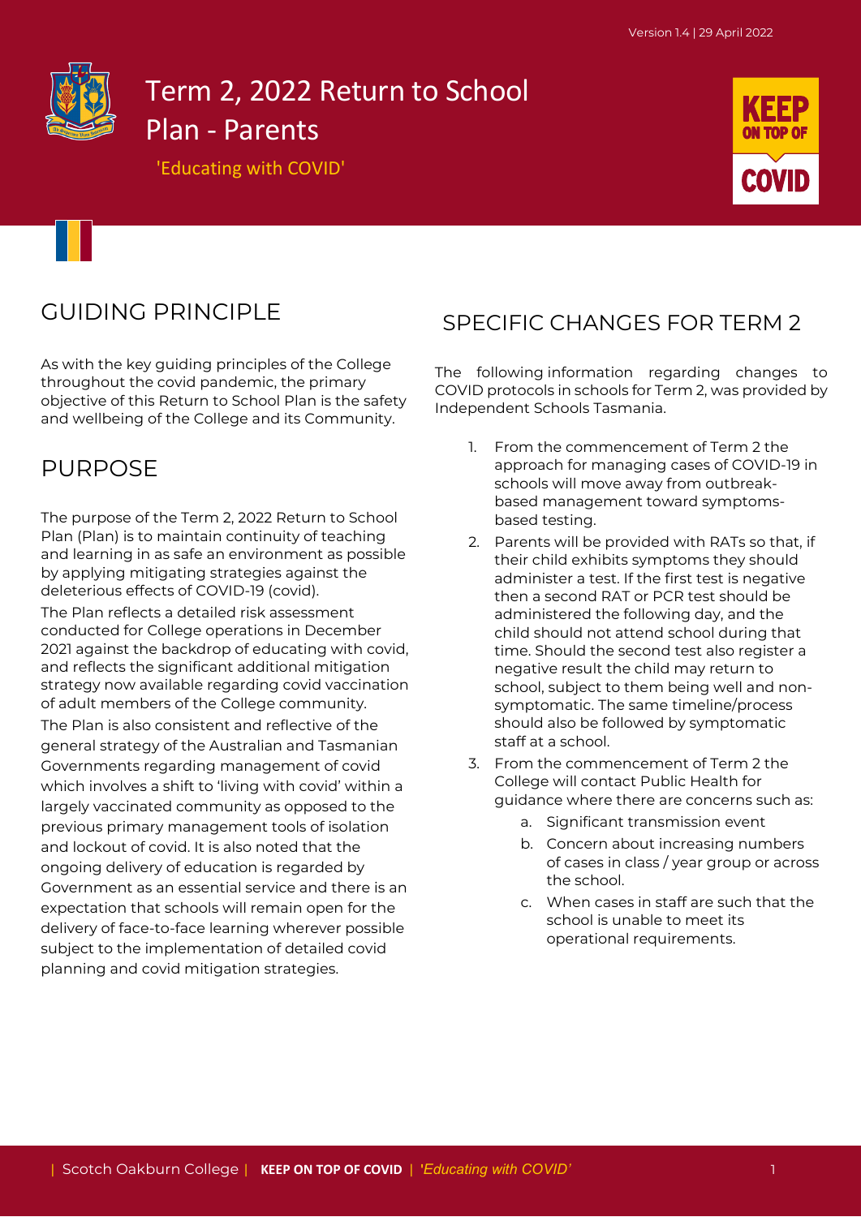Version 1.4 | 29 April 2022

# Term 2, 2022 Return to School Plan - Parents

'Educating with COVID'

## GUIDING PRINCIPLE

As with the key guiding principles of the College throughout the covid pandemic, the primary objective of this Return to School Plan is the safety and wellbeing of the College and its Community.

## PURPOSE

The purpose of the Term 2, 2022 Return to School Plan (Plan) is to maintain continuity of teaching and learning in as safe an environment as possible by applying mitigating strategies against the deleterious effects of COVID-19 (covid).

The Plan reflects a detailed risk assessment conducted for College operations in December 2021 against the backdrop of educating with covid, and reflects the significant additional mitigation strategy now available regarding covid vaccination of adult members of the College community.

The Plan is also consistent and reflective of the general strategy of the Australian and Tasmanian Governments regarding management of covid which involves a shift to 'living with covid' within a largely vaccinated community as opposed to the previous primary management tools of isolation and lockout of covid. It is also noted that the ongoing delivery of education is regarded by Government as an essential service and there is an expectation that schools will remain open for the delivery of face-to-face learning wherever possible subject to the implementation of detailed covid planning and covid mitigation strategies.

## SPECIFIC CHANGES FOR TERM 2

The following information regarding changes to COVID protocols in schools for Term 2, was provided by Independent Schools Tasmania.

1. From the commencement of Term 2 the approach for managing cases of COVID-19 in schools will move away from outbreak-based management toward symptoms-based testing.
2. Parents will be provided with RATs so that, if their child exhibits symptoms they should administer a test. If the first test is negative then a second RAT or PCR test should be administered the following day, and the child should not attend school during that time. Should the second test also register a negative result the child may return to school, subject to them being well and non-symptomatic. The same timeline/process should also be followed by symptomatic staff at a school.
3. From the commencement of Term 2 the College will contact Public Health for guidance where there are concerns such as:
   a. Significant transmission event
   b. Concern about increasing numbers of cases in class / year group or across the school.
   c. When cases in staff are such that the school is unable to meet its operational requirements.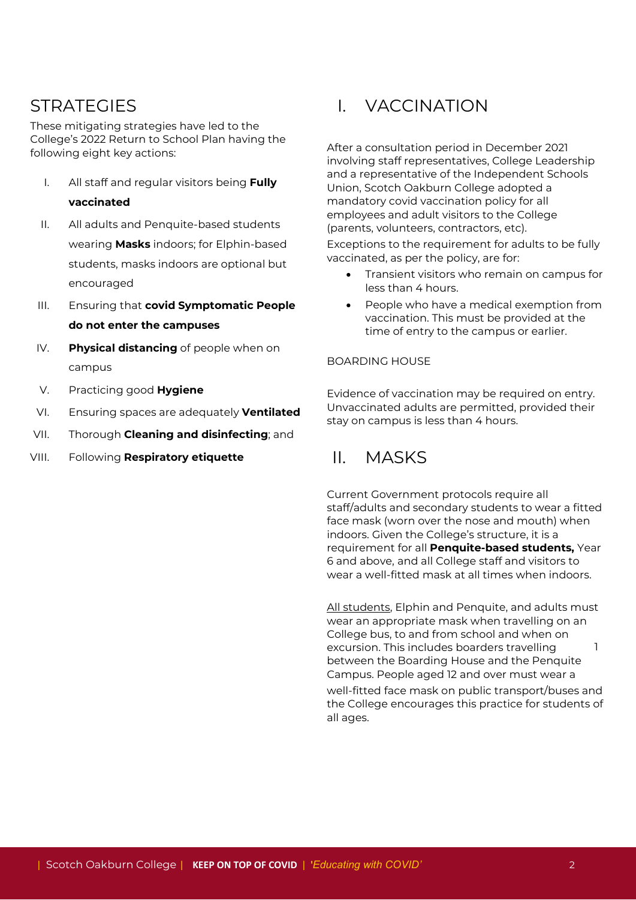## STRATEGIES

These mitigating strategies have led to the College's 2022 Return to School Plan having the following eight key actions:

I. All staff and regular visitors being **Fully vaccinated**
II. All adults and Penquite-based students wearing **Masks** indoors; for Elphin-based students, masks indoors are optional but encouraged
III. Ensuring that **covid Symptomatic People do not enter the campuses**
IV. **Physical distancing** of people when on campus
V. Practicing good **Hygiene**
VI. Ensuring spaces are adequately **Ventilated**
VII. Thorough **Cleaning and disinfecting**; and
VIII. Following **Respiratory etiquette**

## I. VACCINATION

After a consultation period in December 2021 involving staff representatives, College Leadership and a representative of the Independent Schools Union, Scotch Oakburn College adopted a mandatory covid vaccination policy for all employees and adult visitors to the College (parents, volunteers, contractors, etc).

Exceptions to the requirement for adults to be fully vaccinated, as per the policy, are for:

- Transient visitors who remain on campus for less than 4 hours.
- People who have a medical exemption from vaccination. This must be provided at the time of entry to the campus or earlier.

BOARDING HOUSE

Evidence of vaccination may be required on entry. Unvaccinated adults are permitted, provided their stay on campus is less than 4 hours.

## II. MASKS

Current Government protocols require all staff/adults and secondary students to wear a fitted face mask (worn over the nose and mouth) when indoors. Given the College's structure, it is a requirement for all **Penquite-based students,** Year 6 and above, and all College staff and visitors to wear a well-fitted mask at all times when indoors.

All students, Elphin and Penquite, and adults must wear an appropriate mask when travelling on an College bus, to and from school and when on excursion. This includes boarders travelling [1] between the Boarding House and the Penquite Campus. People aged 12 and over must wear a well-fitted face mask on public transport/buses and the College encourages this practice for students of all ages.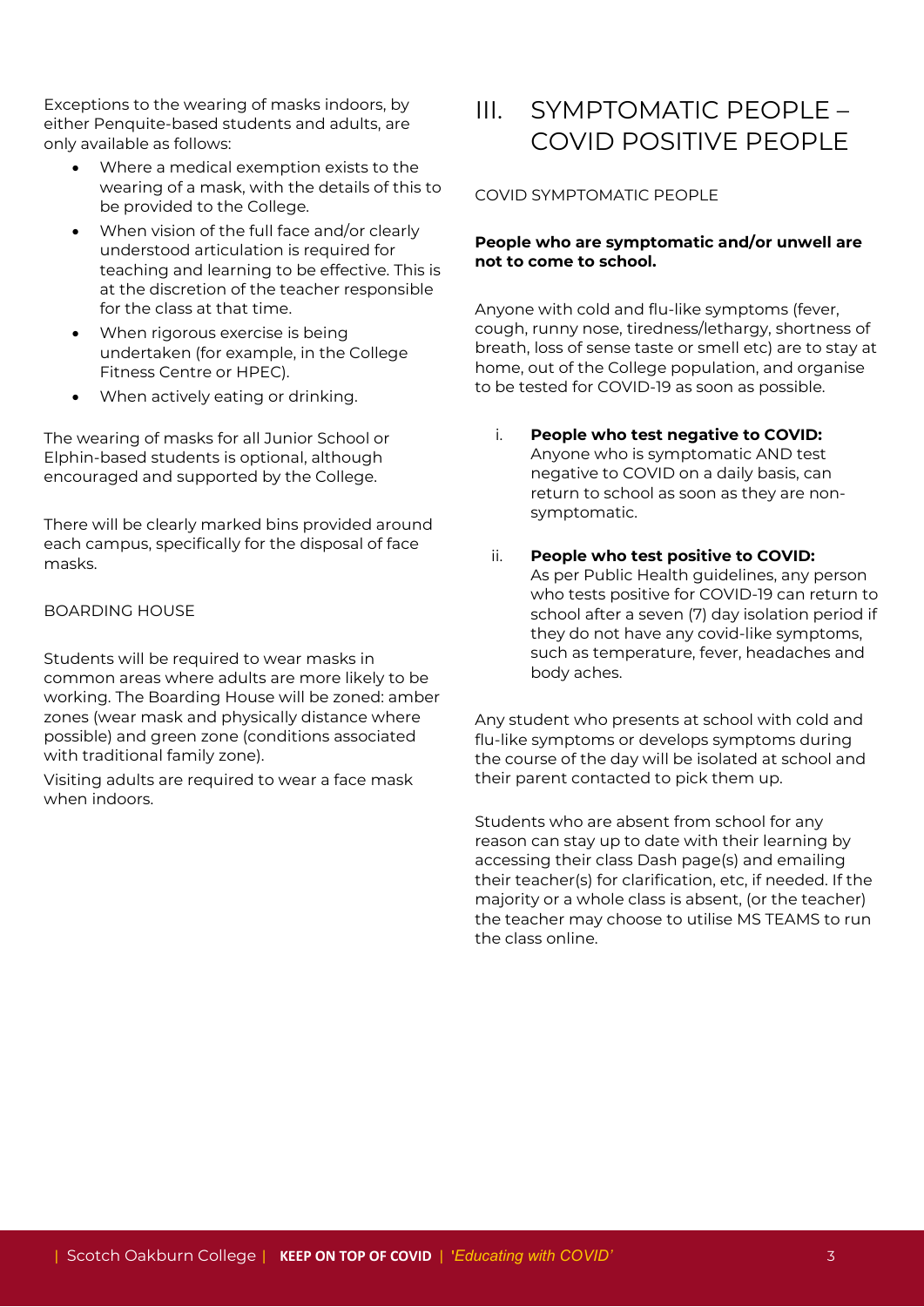Exceptions to the wearing of masks indoors, by either Penquite-based students and adults, are only available as follows:

- Where a medical exemption exists to the wearing of a mask, with the details of this to be provided to the College.
- When vision of the full face and/or clearly understood articulation is required for teaching and learning to be effective. This is at the discretion of the teacher responsible for the class at that time.
- When rigorous exercise is being undertaken (for example, in the College Fitness Centre or HPEC).
- When actively eating or drinking.

The wearing of masks for all Junior School or Elphin-based students is optional, although encouraged and supported by the College.

There will be clearly marked bins provided around each campus, specifically for the disposal of face masks.

BOARDING HOUSE

Students will be required to wear masks in common areas where adults are more likely to be working. The Boarding House will be zoned: amber zones (wear mask and physically distance where possible) and green zone (conditions associated with traditional family zone).

Visiting adults are required to wear a face mask when indoors.

# III. SYMPTOMATIC PEOPLE – COVID POSITIVE PEOPLE

COVID SYMPTOMATIC PEOPLE

**People who are symptomatic and/or unwell are not to come to school.**

Anyone with cold and flu-like symptoms (fever, cough, runny nose, tiredness/lethargy, shortness of breath, loss of sense taste or smell etc) are to stay at home, out of the College population, and organise to be tested for COVID-19 as soon as possible.

i. **People who test negative to COVID:** Anyone who is symptomatic AND test negative to COVID on a daily basis, can return to school as soon as they are non-symptomatic.

ii. **People who test positive to COVID:** As per Public Health guidelines, any person who tests positive for COVID-19 can return to school after a seven (7) day isolation period if they do not have any covid-like symptoms, such as temperature, fever, headaches and body aches.

Any student who presents at school with cold and flu-like symptoms or develops symptoms during the course of the day will be isolated at school and their parent contacted to pick them up.

Students who are absent from school for any reason can stay up to date with their learning by accessing their class Dash page(s) and emailing their teacher(s) for clarification, etc, if needed. If the majority or a whole class is absent, (or the teacher) the teacher may choose to utilise MS TEAMS to run the class online.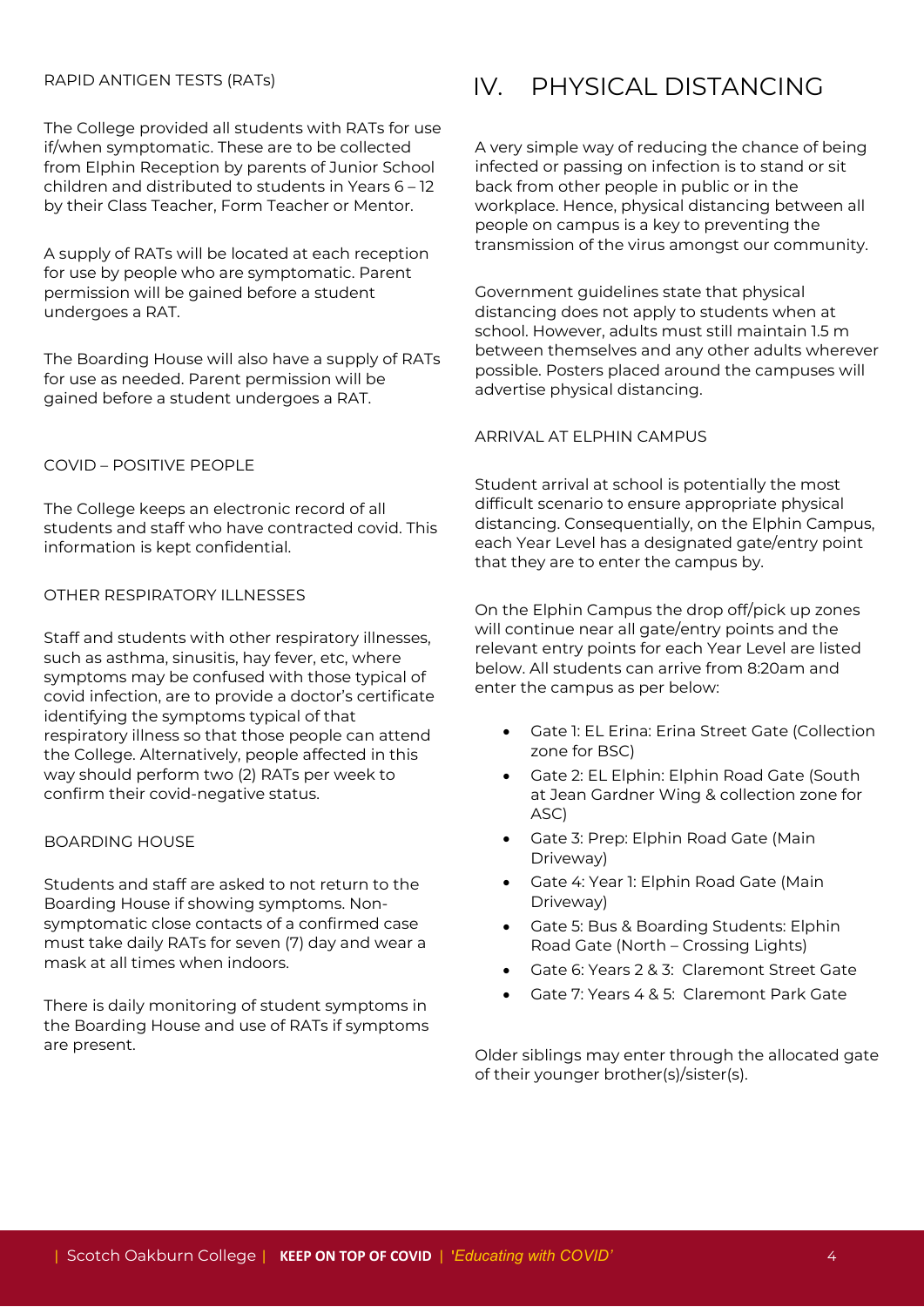### RAPID ANTIGEN TESTS (RATs)

The College provided all students with RATs for use if/when symptomatic. These are to be collected from Elphin Reception by parents of Junior School children and distributed to students in Years 6 – 12 by their Class Teacher, Form Teacher or Mentor.

A supply of RATs will be located at each reception for use by people who are symptomatic. Parent permission will be gained before a student undergoes a RAT.

The Boarding House will also have a supply of RATs for use as needed. Parent permission will be gained before a student undergoes a RAT.

### COVID – POSITIVE PEOPLE

The College keeps an electronic record of all students and staff who have contracted covid. This information is kept confidential.

### OTHER RESPIRATORY ILLNESSES

Staff and students with other respiratory illnesses, such as asthma, sinusitis, hay fever, etc, where symptoms may be confused with those typical of covid infection, are to provide a doctor's certificate identifying the symptoms typical of that respiratory illness so that those people can attend the College. Alternatively, people affected in this way should perform two (2) RATs per week to confirm their covid-negative status.

### BOARDING HOUSE

Students and staff are asked to not return to the Boarding House if showing symptoms. Non-symptomatic close contacts of a confirmed case must take daily RATs for seven (7) day and wear a mask at all times when indoors.

There is daily monitoring of student symptoms in the Boarding House and use of RATs if symptoms are present.

# IV. PHYSICAL DISTANCING

A very simple way of reducing the chance of being infected or passing on infection is to stand or sit back from other people in public or in the workplace. Hence, physical distancing between all people on campus is a key to preventing the transmission of the virus amongst our community.

Government guidelines state that physical distancing does not apply to students when at school. However, adults must still maintain 1.5 m between themselves and any other adults wherever possible. Posters placed around the campuses will advertise physical distancing.

### ARRIVAL AT ELPHIN CAMPUS

Student arrival at school is potentially the most difficult scenario to ensure appropriate physical distancing. Consequentially, on the Elphin Campus, each Year Level has a designated gate/entry point that they are to enter the campus by.

On the Elphin Campus the drop off/pick up zones will continue near all gate/entry points and the relevant entry points for each Year Level are listed below. All students can arrive from 8:20am and enter the campus as per below:

- Gate 1: EL Erina: Erina Street Gate (Collection zone for BSC)
- Gate 2: EL Elphin: Elphin Road Gate (South at Jean Gardner Wing & collection zone for ASC)
- Gate 3: Prep: Elphin Road Gate (Main Driveway)
- Gate 4: Year 1: Elphin Road Gate (Main Driveway)
- Gate 5: Bus & Boarding Students: Elphin Road Gate (North – Crossing Lights)
- Gate 6: Years 2 & 3: Claremont Street Gate
- Gate 7: Years 4 & 5: Claremont Park Gate

Older siblings may enter through the allocated gate of their younger brother(s)/sister(s).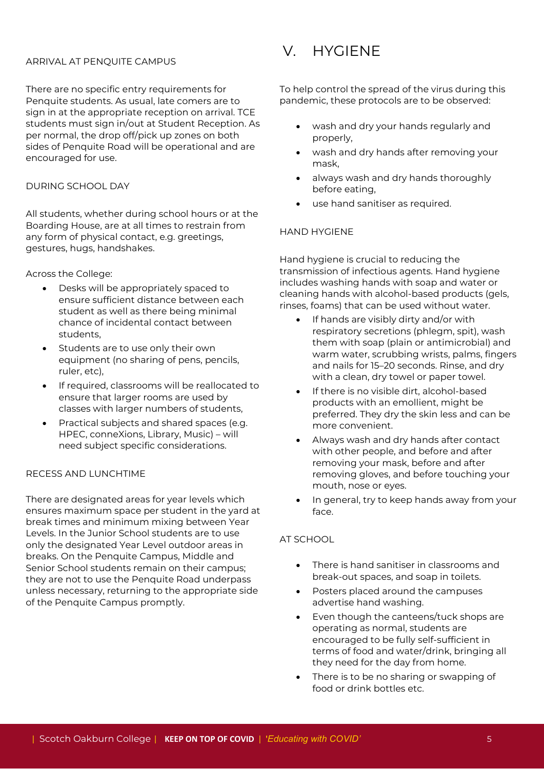ARRIVAL AT PENQUITE CAMPUS

There are no specific entry requirements for Penquite students. As usual, late comers are to sign in at the appropriate reception on arrival. TCE students must sign in/out at Student Reception. As per normal, the drop off/pick up zones on both sides of Penquite Road will be operational and are encouraged for use.

DURING SCHOOL DAY

All students, whether during school hours or at the Boarding House, are at all times to restrain from any form of physical contact, e.g. greetings, gestures, hugs, handshakes.

Across the College:

- Desks will be appropriately spaced to ensure sufficient distance between each student as well as there being minimal chance of incidental contact between students,
- Students are to use only their own equipment (no sharing of pens, pencils, ruler, etc),
- If required, classrooms will be reallocated to ensure that larger rooms are used by classes with larger numbers of students,
- Practical subjects and shared spaces (e.g. HPEC, conneXions, Library, Music) – will need subject specific considerations.

RECESS AND LUNCHTIME

There are designated areas for year levels which ensures maximum space per student in the yard at break times and minimum mixing between Year Levels. In the Junior School students are to use only the designated Year Level outdoor areas in breaks. On the Penquite Campus, Middle and Senior School students remain on their campus; they are not to use the Penquite Road underpass unless necessary, returning to the appropriate side of the Penquite Campus promptly.

# V. HYGIENE

To help control the spread of the virus during this pandemic, these protocols are to be observed:

- wash and dry your hands regularly and properly,
- wash and dry hands after removing your mask,
- always wash and dry hands thoroughly before eating,
- use hand sanitiser as required.

HAND HYGIENE

Hand hygiene is crucial to reducing the transmission of infectious agents. Hand hygiene includes washing hands with soap and water or cleaning hands with alcohol-based products (gels, rinses, foams) that can be used without water.

- If hands are visibly dirty and/or with respiratory secretions (phlegm, spit), wash them with soap (plain or antimicrobial) and warm water, scrubbing wrists, palms, fingers and nails for 15–20 seconds. Rinse, and dry with a clean, dry towel or paper towel.
- If there is no visible dirt, alcohol-based products with an emollient, might be preferred. They dry the skin less and can be more convenient.
- Always wash and dry hands after contact with other people, and before and after removing your mask, before and after removing gloves, and before touching your mouth, nose or eyes.
- In general, try to keep hands away from your face.

AT SCHOOL

- There is hand sanitiser in classrooms and break-out spaces, and soap in toilets.
- Posters placed around the campuses advertise hand washing.
- Even though the canteens/tuck shops are operating as normal, students are encouraged to be fully self-sufficient in terms of food and water/drink, bringing all they need for the day from home.
- There is to be no sharing or swapping of food or drink bottles etc.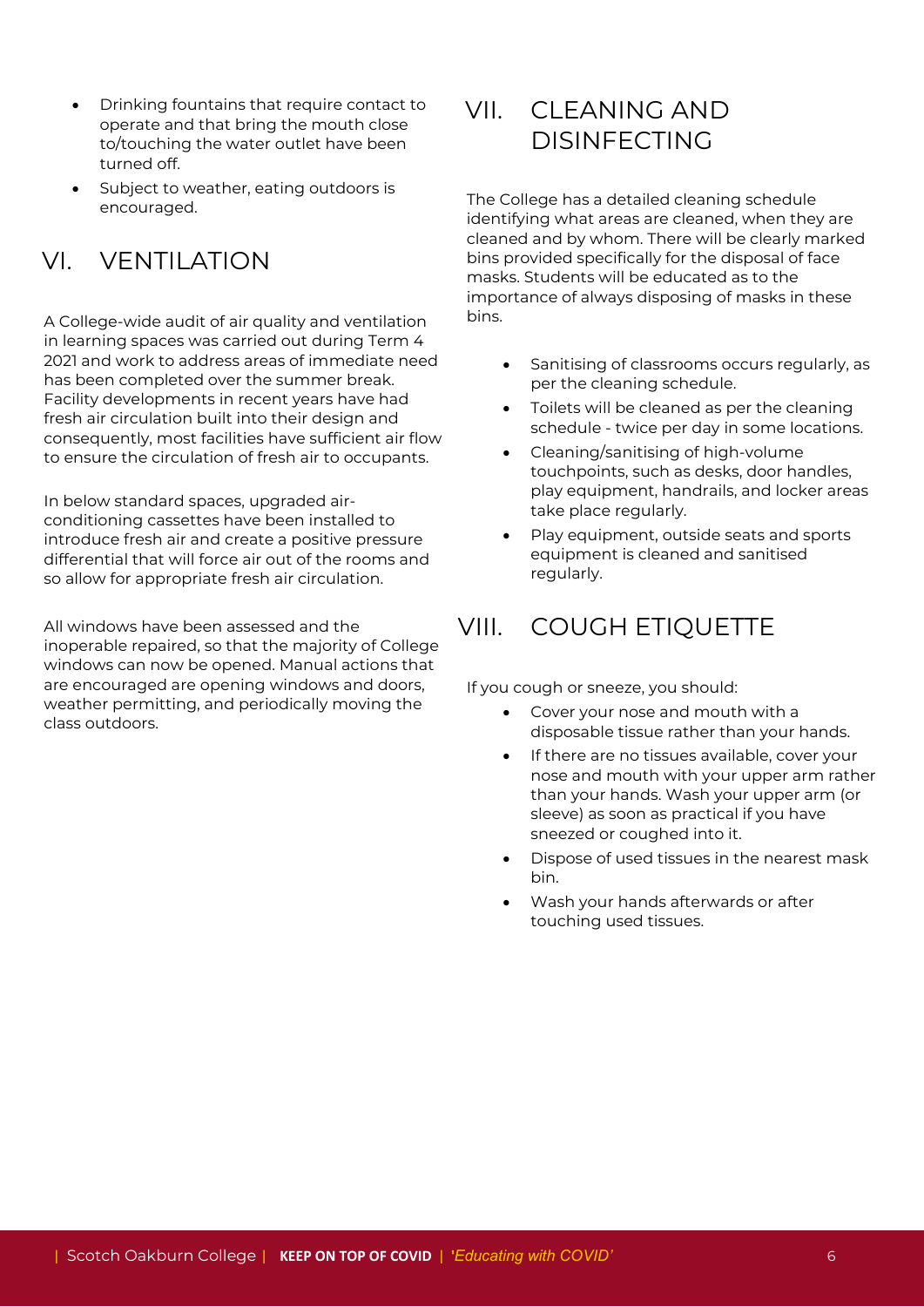- Drinking fountains that require contact to operate and that bring the mouth close to/touching the water outlet have been turned off.
- Subject to weather, eating outdoors is encouraged.

## VI. VENTILATION

A College-wide audit of air quality and ventilation in learning spaces was carried out during Term 4 2021 and work to address areas of immediate need has been completed over the summer break. Facility developments in recent years have had fresh air circulation built into their design and consequently, most facilities have sufficient air flow to ensure the circulation of fresh air to occupants.

In below standard spaces, upgraded air-conditioning cassettes have been installed to introduce fresh air and create a positive pressure differential that will force air out of the rooms and so allow for appropriate fresh air circulation.

All windows have been assessed and the inoperable repaired, so that the majority of College windows can now be opened. Manual actions that are encouraged are opening windows and doors, weather permitting, and periodically moving the class outdoors.

## VII. CLEANING AND DISINFECTING

The College has a detailed cleaning schedule identifying what areas are cleaned, when they are cleaned and by whom. There will be clearly marked bins provided specifically for the disposal of face masks. Students will be educated as to the importance of always disposing of masks in these bins.

- Sanitising of classrooms occurs regularly, as per the cleaning schedule.
- Toilets will be cleaned as per the cleaning schedule - twice per day in some locations.
- Cleaning/sanitising of high-volume touchpoints, such as desks, door handles, play equipment, handrails, and locker areas take place regularly.
- Play equipment, outside seats and sports equipment is cleaned and sanitised regularly.

## VIII. COUGH ETIQUETTE

If you cough or sneeze, you should:

- Cover your nose and mouth with a disposable tissue rather than your hands.
- If there are no tissues available, cover your nose and mouth with your upper arm rather than your hands. Wash your upper arm (or sleeve) as soon as practical if you have sneezed or coughed into it.
- Dispose of used tissues in the nearest mask bin.
- Wash your hands afterwards or after touching used tissues.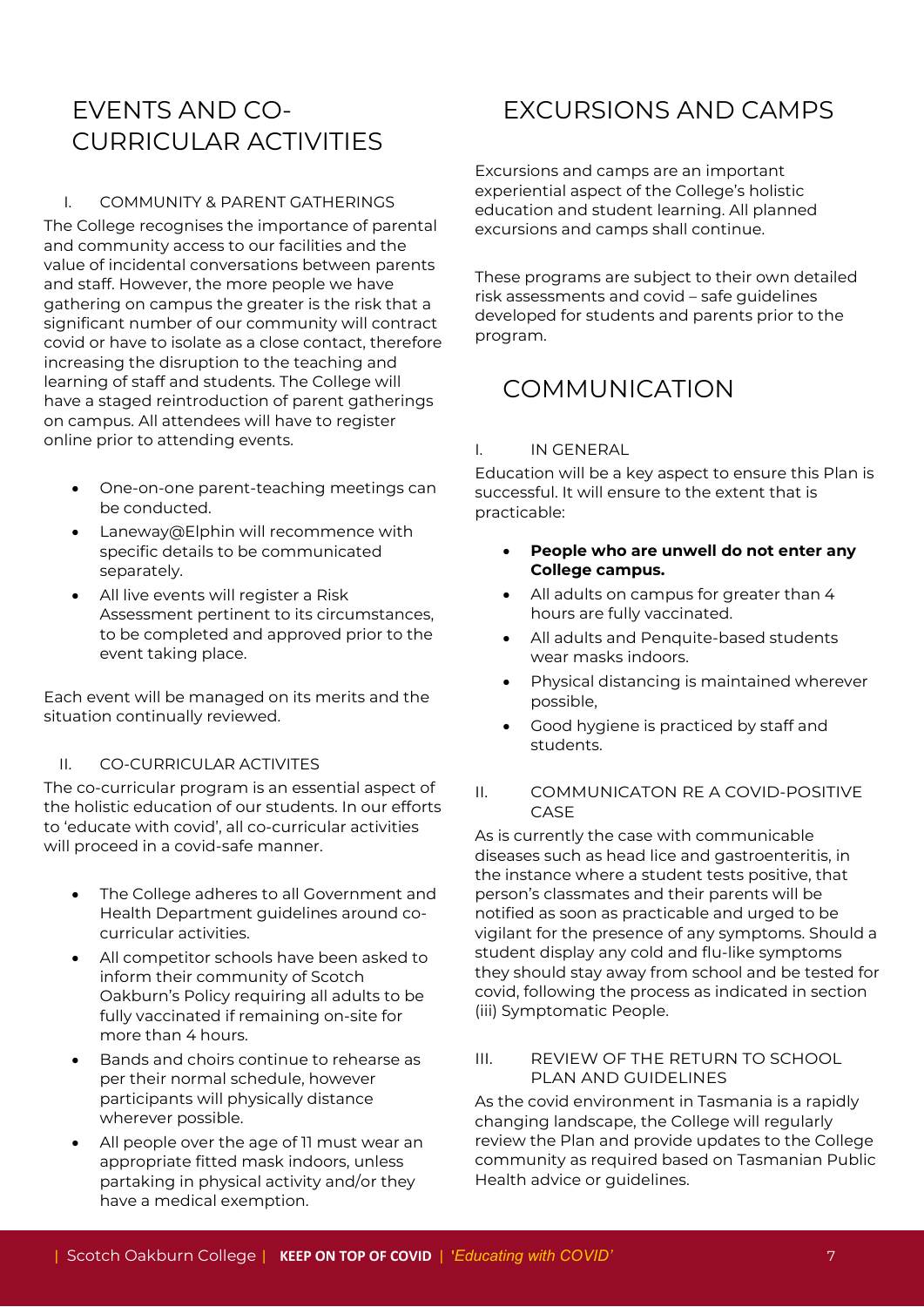# EVENTS AND CO-CURRICULAR ACTIVITIES

I. COMMUNITY & PARENT GATHERINGS

The College recognises the importance of parental and community access to our facilities and the value of incidental conversations between parents and staff. However, the more people we have gathering on campus the greater is the risk that a significant number of our community will contract covid or have to isolate as a close contact, therefore increasing the disruption to the teaching and learning of staff and students. The College will have a staged reintroduction of parent gatherings on campus. All attendees will have to register online prior to attending events.

- One-on-one parent-teaching meetings can be conducted.
- Laneway@Elphin will recommence with specific details to be communicated separately.
- All live events will register a Risk Assessment pertinent to its circumstances, to be completed and approved prior to the event taking place.

Each event will be managed on its merits and the situation continually reviewed.

II. CO-CURRICULAR ACTIVITES

The co-curricular program is an essential aspect of the holistic education of our students. In our efforts to 'educate with covid', all co-curricular activities will proceed in a covid-safe manner.

- The College adheres to all Government and Health Department guidelines around co-curricular activities.
- All competitor schools have been asked to inform their community of Scotch Oakburn's Policy requiring all adults to be fully vaccinated if remaining on-site for more than 4 hours.
- Bands and choirs continue to rehearse as per their normal schedule, however participants will physically distance wherever possible.
- All people over the age of 11 must wear an appropriate fitted mask indoors, unless partaking in physical activity and/or they have a medical exemption.

# EXCURSIONS AND CAMPS

Excursions and camps are an important experiential aspect of the College's holistic education and student learning. All planned excursions and camps shall continue.

These programs are subject to their own detailed risk assessments and covid – safe guidelines developed for students and parents prior to the program.

# COMMUNICATION

I. IN GENERAL

Education will be a key aspect to ensure this Plan is successful. It will ensure to the extent that is practicable:

- **People who are unwell do not enter any College campus.**
- All adults on campus for greater than 4 hours are fully vaccinated.
- All adults and Penquite-based students wear masks indoors.
- Physical distancing is maintained wherever possible,
- Good hygiene is practiced by staff and students.

II. COMMUNICATON RE A COVID-POSITIVE CASE

As is currently the case with communicable diseases such as head lice and gastroenteritis, in the instance where a student tests positive, that person's classmates and their parents will be notified as soon as practicable and urged to be vigilant for the presence of any symptoms. Should a student display any cold and flu-like symptoms they should stay away from school and be tested for covid, following the process as indicated in section (iii) Symptomatic People.

III. REVIEW OF THE RETURN TO SCHOOL PLAN AND GUIDELINES

As the covid environment in Tasmania is a rapidly changing landscape, the College will regularly review the Plan and provide updates to the College community as required based on Tasmanian Public Health advice or guidelines.